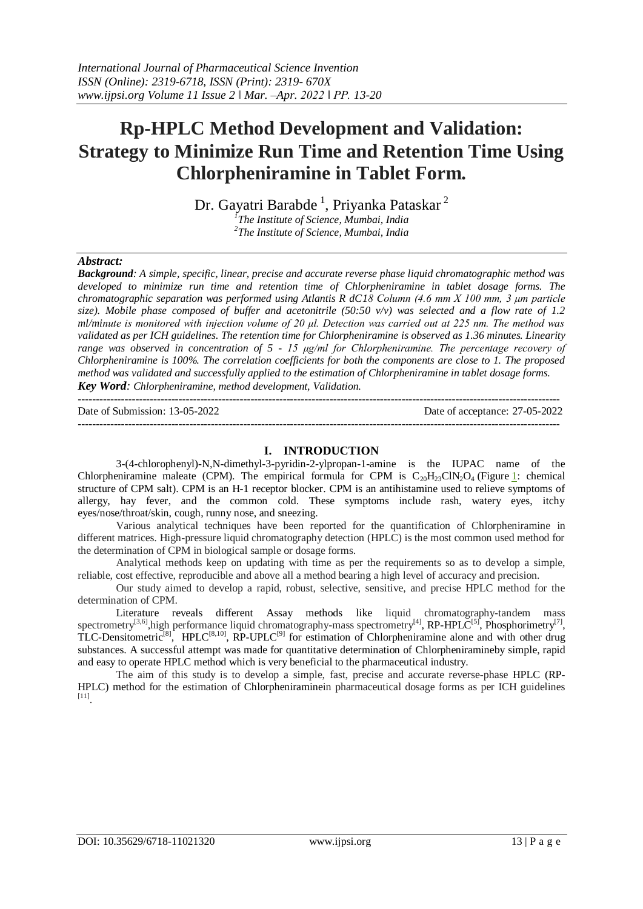# Rp-HPLC Method Development and Validation: Strategy to Minimize Run Time and Retention Time Using Chlorpheniramine in Tablet Form.

Dr. Gayatri Barabde [1], Priyanka Pataskar [2]

[1]The Institute of Science, Mumbai, India
[2]The Institute of Science, Mumbai, India

***Abstract:***

***Background****: A simple, specific, linear, precise and accurate reverse phase liquid chromatographic method was developed to minimize run time and retention time of Chlorpheniramine in tablet dosage forms. The chromatographic separation was performed using Atlantis R dC18 Column (4.6 mm X 100 mm, 3 μm particle size). Mobile phase composed of buffer and acetonitrile (50:50 v/v) was selected and a flow rate of 1.2 ml/minute is monitored with injection volume of 20 μl. Detection was carried out at 225 nm. The method was validated as per ICH guidelines. The retention time for Chlorpheniramine is observed as 1.36 minutes. Linearity range was observed in concentration of 5 - 15 μg/ml for Chlorpheniramine. The percentage recovery of Chlorpheniramine is 100%. The correlation coefficients for both the components are close to 1. The proposed method was validated and successfully applied to the estimation of Chlorpheniramine in tablet dosage forms.*

***Key Word****: Chlorpheniramine, method development, Validation.*

Date of Submission: 13-05-2022 Date of acceptance: 27-05-2022

## I. INTRODUCTION

3-(4-chlorophenyl)-N,N-dimethyl-3-pyridin-2-ylpropan-1-amine is the IUPAC name of the Chlorpheniramine maleate (CPM). The empirical formula for CPM is $C_{20}H_{23}ClN_2O_4$ (Figure 1: chemical structure of CPM salt). CPM is an H-1 receptor blocker. CPM is an antihistamine used to relieve symptoms of allergy, hay fever, and the common cold. These symptoms include rash, watery eyes, itchy eyes/nose/throat/skin, cough, runny nose, and sneezing.

Various analytical techniques have been reported for the quantification of Chlorpheniramine in different matrices. High-pressure liquid chromatography detection (HPLC) is the most common used method for the determination of CPM in biological sample or dosage forms.

Analytical methods keep on updating with time as per the requirements so as to develop a simple, reliable, cost effective, reproducible and above all a method bearing a high level of accuracy and precision.

Our study aimed to develop a rapid, robust, selective, sensitive, and precise HPLC method for the determination of CPM.

Literature reveals different Assay methods like liquid chromatography-tandem mass spectrometry[3,6],high performance liquid chromatography-mass spectrometry[4], RP-HPLC[5], Phosphorimetry[7], TLC-Densitometric[8], HPLC[8,10], RP-UPLC[9] for estimation of Chlorpheniramine alone and with other drug substances. A successful attempt was made for quantitative determination of Chlorpheniramineby simple, rapid and easy to operate HPLC method which is very beneficial to the pharmaceutical industry.

The aim of this study is to develop a simple, fast, precise and accurate reverse-phase HPLC (RP-HPLC) method for the estimation of Chlorpheniraminein pharmaceutical dosage forms as per ICH guidelines [11].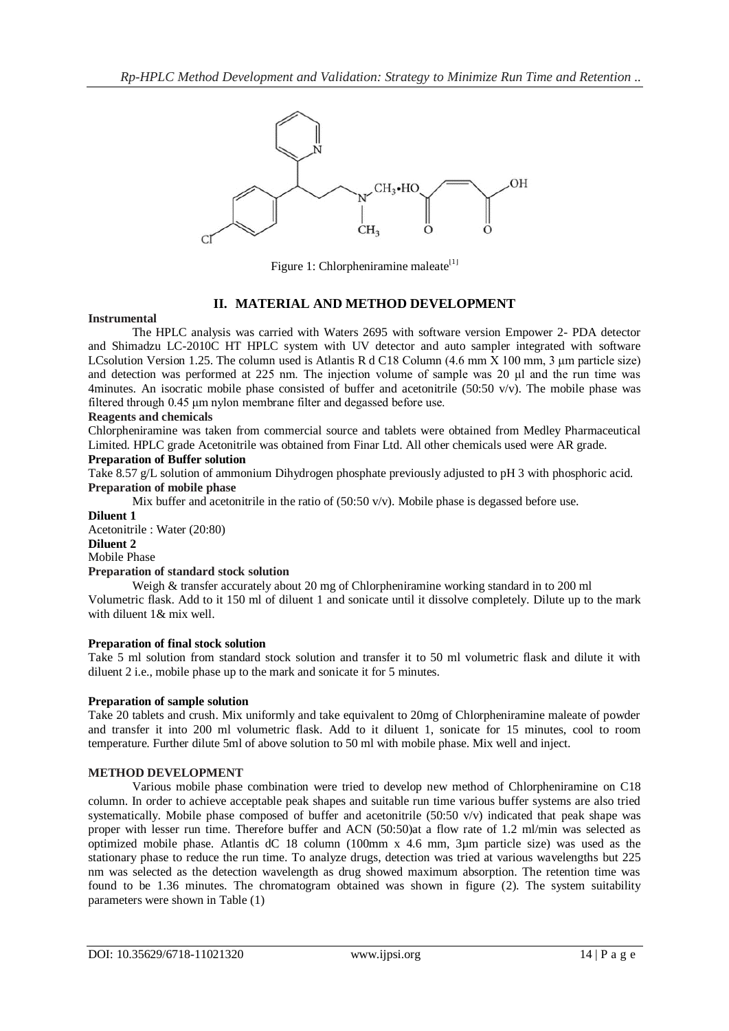Figure 1: Chlorpheniramine maleate[1]

## II. MATERIAL AND METHOD DEVELOPMENT

**Instrumental**

The HPLC analysis was carried with Waters 2695 with software version Empower 2- PDA detector and Shimadzu LC-2010C HT HPLC system with UV detector and auto sampler integrated with software LCsolution Version 1.25. The column used is Atlantis R d C18 Column (4.6 mm X 100 mm, 3 µm particle size) and detection was performed at 225 nm. The injection volume of sample was 20 µl and the run time was 4minutes. An isocratic mobile phase consisted of buffer and acetonitrile (50:50 v/v). The mobile phase was filtered through 0.45 µm nylon membrane filter and degassed before use.

**Reagents and chemicals**

Chlorpheniramine was taken from commercial source and tablets were obtained from Medley Pharmaceutical Limited. HPLC grade Acetonitrile was obtained from Finar Ltd. All other chemicals used were AR grade.

**Preparation of Buffer solution**

Take 8.57 g/L solution of ammonium Dihydrogen phosphate previously adjusted to pH 3 with phosphoric acid.

**Preparation of mobile phase**

Mix buffer and acetonitrile in the ratio of (50:50 v/v). Mobile phase is degassed before use.

**Diluent 1**

Acetonitrile : Water (20:80)

**Diluent 2**

Mobile Phase

**Preparation of standard stock solution**

Weigh & transfer accurately about 20 mg of Chlorpheniramine working standard in to 200 ml Volumetric flask. Add to it 150 ml of diluent 1 and sonicate until it dissolve completely. Dilute up to the mark with diluent 1& mix well.

**Preparation of final stock solution**

Take 5 ml solution from standard stock solution and transfer it to 50 ml volumetric flask and dilute it with diluent 2 i.e., mobile phase up to the mark and sonicate it for 5 minutes.

**Preparation of sample solution**

Take 20 tablets and crush. Mix uniformly and take equivalent to 20mg of Chlorpheniramine maleate of powder and transfer it into 200 ml volumetric flask. Add to it diluent 1, sonicate for 15 minutes, cool to room temperature. Further dilute 5ml of above solution to 50 ml with mobile phase. Mix well and inject.

**METHOD DEVELOPMENT**

Various mobile phase combination were tried to develop new method of Chlorpheniramine on C18 column. In order to achieve acceptable peak shapes and suitable run time various buffer systems are also tried systematically. Mobile phase composed of buffer and acetonitrile (50:50 v/v) indicated that peak shape was proper with lesser run time. Therefore buffer and ACN (50:50)at a flow rate of 1.2 ml/min was selected as optimized mobile phase. Atlantis dC 18 column (100mm x 4.6 mm, 3µm particle size) was used as the stationary phase to reduce the run time. To analyze drugs, detection was tried at various wavelengths but 225 nm was selected as the detection wavelength as drug showed maximum absorption. The retention time was found to be 1.36 minutes. The chromatogram obtained was shown in figure (2). The system suitability parameters were shown in Table (1)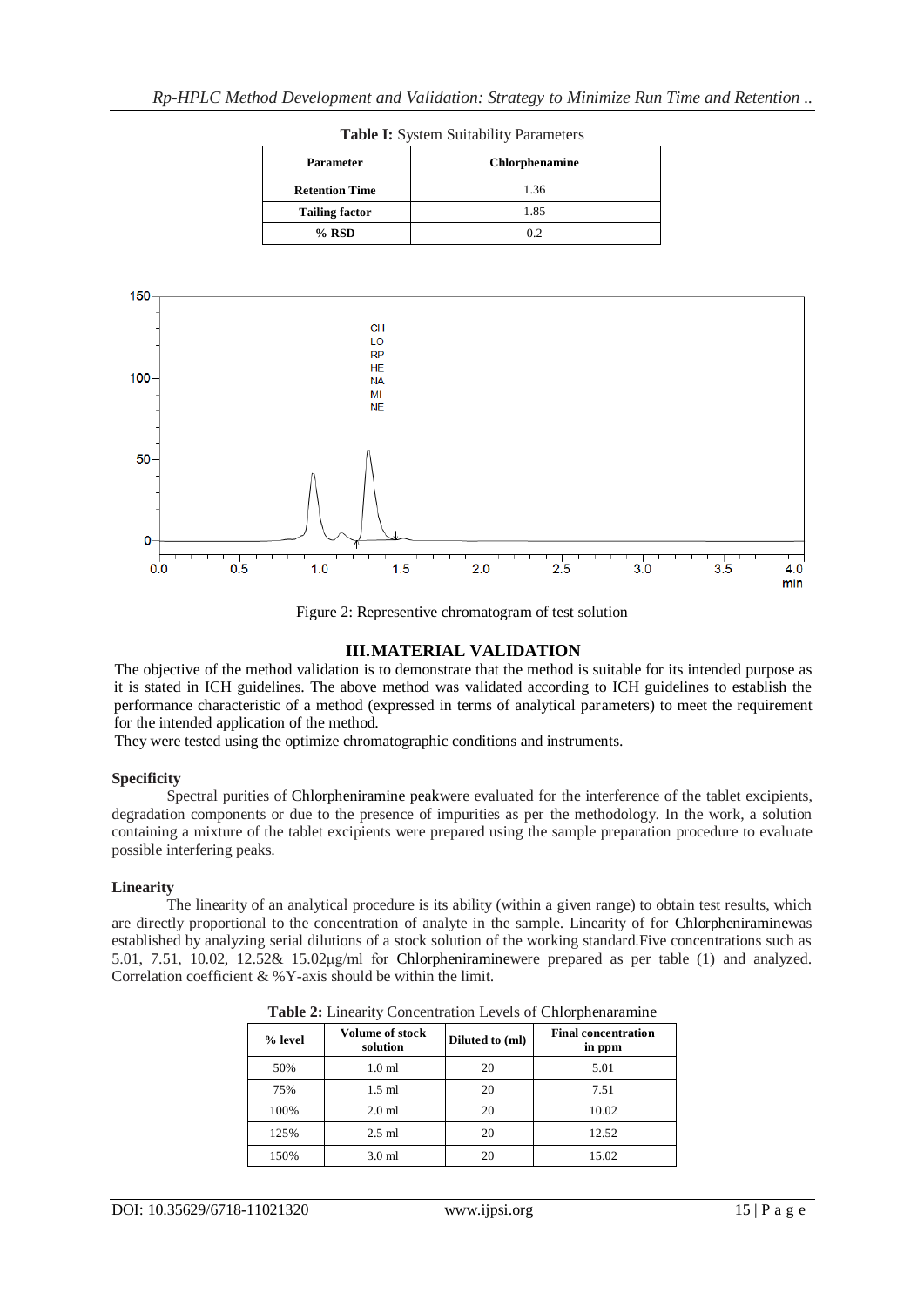**Table I:** System Suitability Parameters

| Parameter | Chlorphenamine |
|---|---|
| Retention Time | 1.36 |
| Tailing factor | 1.85 |
| % RSD | 0.2 |

Figure 2: Representive chromatogram of test solution

## III. MATERIAL VALIDATION

The objective of the method validation is to demonstrate that the method is suitable for its intended purpose as it is stated in ICH guidelines. The above method was validated according to ICH guidelines to establish the performance characteristic of a method (expressed in terms of analytical parameters) to meet the requirement for the intended application of the method.

They were tested using the optimize chromatographic conditions and instruments.

### Specificity

Spectral purities of Chlorpheniramine peakwere evaluated for the interference of the tablet excipients, degradation components or due to the presence of impurities as per the methodology. In the work, a solution containing a mixture of the tablet excipients were prepared using the sample preparation procedure to evaluate possible interfering peaks.

### Linearity

The linearity of an analytical procedure is its ability (within a given range) to obtain test results, which are directly proportional to the concentration of analyte in the sample. Linearity of for Chlorpheniraminewas established by analyzing serial dilutions of a stock solution of the working standard.Five concentrations such as 5.01, 7.51, 10.02, 12.52& 15.02µg/ml for Chlorpheniraminewere prepared as per table (1) and analyzed. Correlation coefficient & %Y-axis should be within the limit.

**Table 2:** Linearity Concentration Levels of Chlorphenaramine

| % level | Volume of stock solution | Diluted to (ml) | Final concentration in ppm |
|---|---|---|---|
| 50% | 1.0 ml | 20 | 5.01 |
| 75% | 1.5 ml | 20 | 7.51 |
| 100% | 2.0 ml | 20 | 10.02 |
| 125% | 2.5 ml | 20 | 12.52 |
| 150% | 3.0 ml | 20 | 15.02 |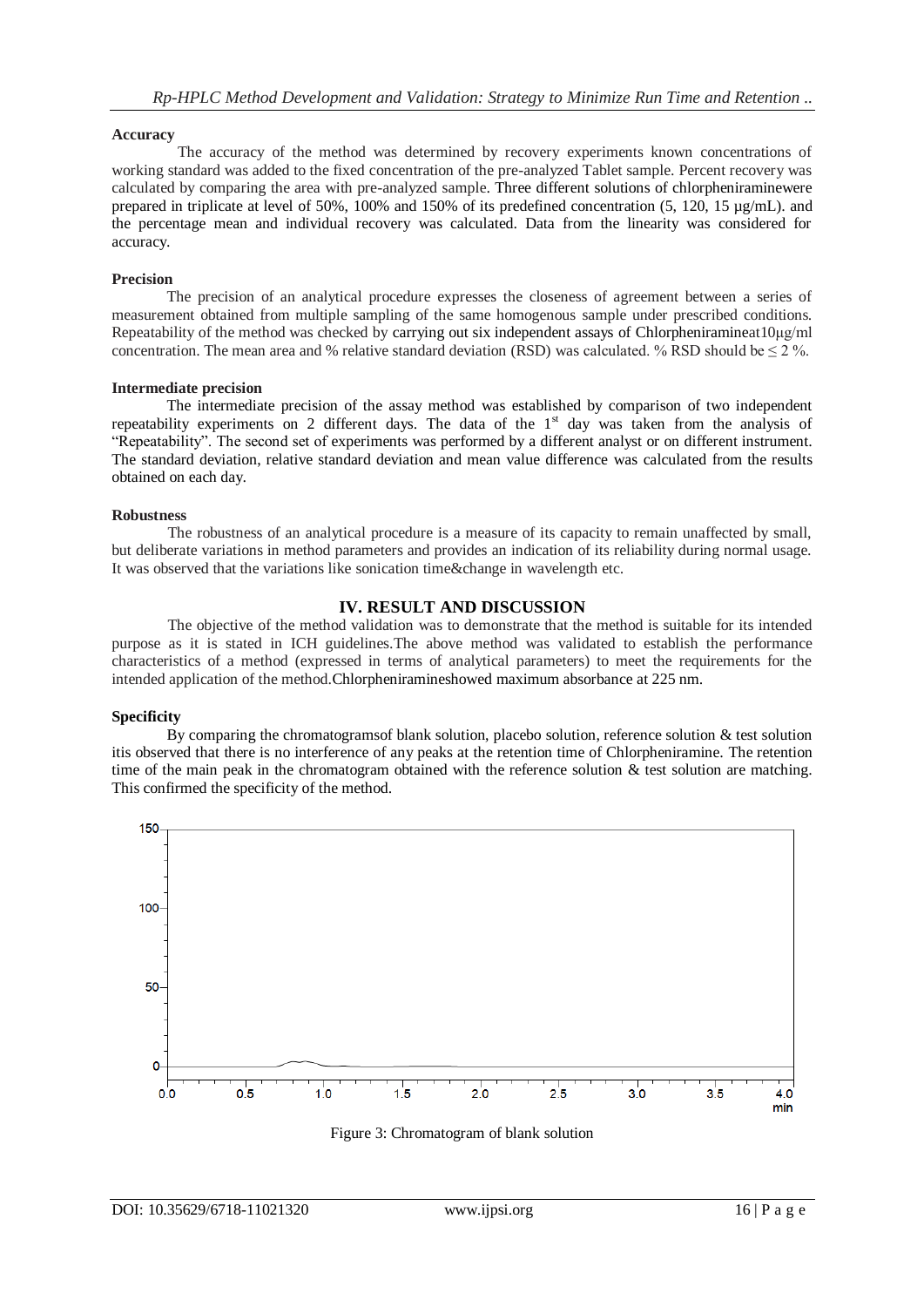**Accuracy**

The accuracy of the method was determined by recovery experiments known concentrations of working standard was added to the fixed concentration of the pre-analyzed Tablet sample. Percent recovery was calculated by comparing the area with pre-analyzed sample. Three different solutions of chlorpheniraminewere prepared in triplicate at level of 50%, 100% and 150% of its predefined concentration (5, 120, 15 µg/mL). and the percentage mean and individual recovery was calculated. Data from the linearity was considered for accuracy.

**Precision**

The precision of an analytical procedure expresses the closeness of agreement between a series of measurement obtained from multiple sampling of the same homogenous sample under prescribed conditions. Repeatability of the method was checked by carrying out six independent assays of Chlorpheniramineat10µg/ml concentration. The mean area and % relative standard deviation (RSD) was calculated. % RSD should be ≤ 2 %.

**Intermediate precision**

The intermediate precision of the assay method was established by comparison of two independent repeatability experiments on 2 different days. The data of the 1st day was taken from the analysis of "Repeatability". The second set of experiments was performed by a different analyst or on different instrument. The standard deviation, relative standard deviation and mean value difference was calculated from the results obtained on each day.

**Robustness**

The robustness of an analytical procedure is a measure of its capacity to remain unaffected by small, but deliberate variations in method parameters and provides an indication of its reliability during normal usage. It was observed that the variations like sonication time&change in wavelength etc.

## IV. RESULT AND DISCUSSION

The objective of the method validation was to demonstrate that the method is suitable for its intended purpose as it is stated in ICH guidelines.The above method was validated to establish the performance characteristics of a method (expressed in terms of analytical parameters) to meet the requirements for the intended application of the method.Chlorpheniramineshowed maximum absorbance at 225 nm.

**Specificity**

By comparing the chromatogramsof blank solution, placebo solution, reference solution & test solution itis observed that there is no interference of any peaks at the retention time of Chlorpheniramine. The retention time of the main peak in the chromatogram obtained with the reference solution & test solution are matching. This confirmed the specificity of the method.

Figure 3: Chromatogram of blank solution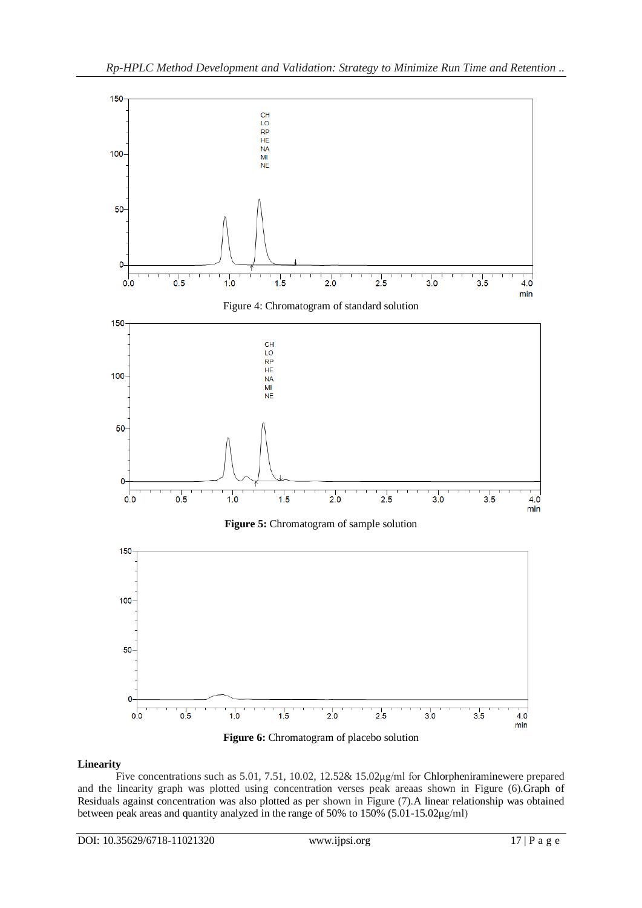Figure 4: Chromatogram of standard solution

**Figure 5:** Chromatogram of sample solution

**Figure 6:** Chromatogram of placebo solution

**Linearity**

Five concentrations such as 5.01, 7.51, 10.02, 12.52& 15.02µg/ml for Chlorpheniraminewere prepared and the linearity graph was plotted using concentration verses peak areaas shown in Figure (6).Graph of Residuals against concentration was also plotted as per shown in Figure (7).A linear relationship was obtained between peak areas and quantity analyzed in the range of 50% to 150% (5.01-15.02µg/ml)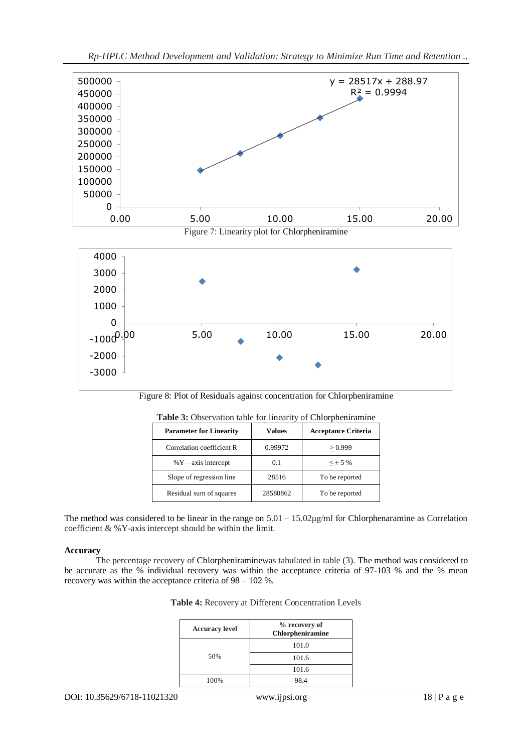Figure 7: Linearity plot for Chlorpheniramine

Figure 8: Plot of Residuals against concentration for Chlorpheniramine

**Table 3:** Observation table for linearity of Chlorpheniramine

| Parameter for Linearity | Values | Acceptance Criteria |
|---|---|---|
| Correlation coefficient R | 0.99972 | $\geq$ 0.999 |
| %Y – axis intercept | 0.1 | $\leq \pm$ 5 % |
| Slope of regression line | 28516 | To be reported |
| Residual sum of squares | 28580862 | To be reported |

The method was considered to be linear in the range on 5.01 – 15.02µg/ml for Chlorphenaramine as Correlation coefficient & %Y-axis intercept should be within the limit.

**Accuracy**

The percentage recovery of Chlorpheniraminewas tabulated in table (3). The method was considered to be accurate as the % individual recovery was within the acceptance criteria of 97-103 % and the % mean recovery was within the acceptance criteria of 98 – 102 %.

**Table 4:** Recovery at Different Concentration Levels

| Accuracy level | % recovery of Chlorpheniramine |
|---|---|
| 50% | 101.0 |
| | 101.6 |
| | 101.6 |
| 100% | 98.4 |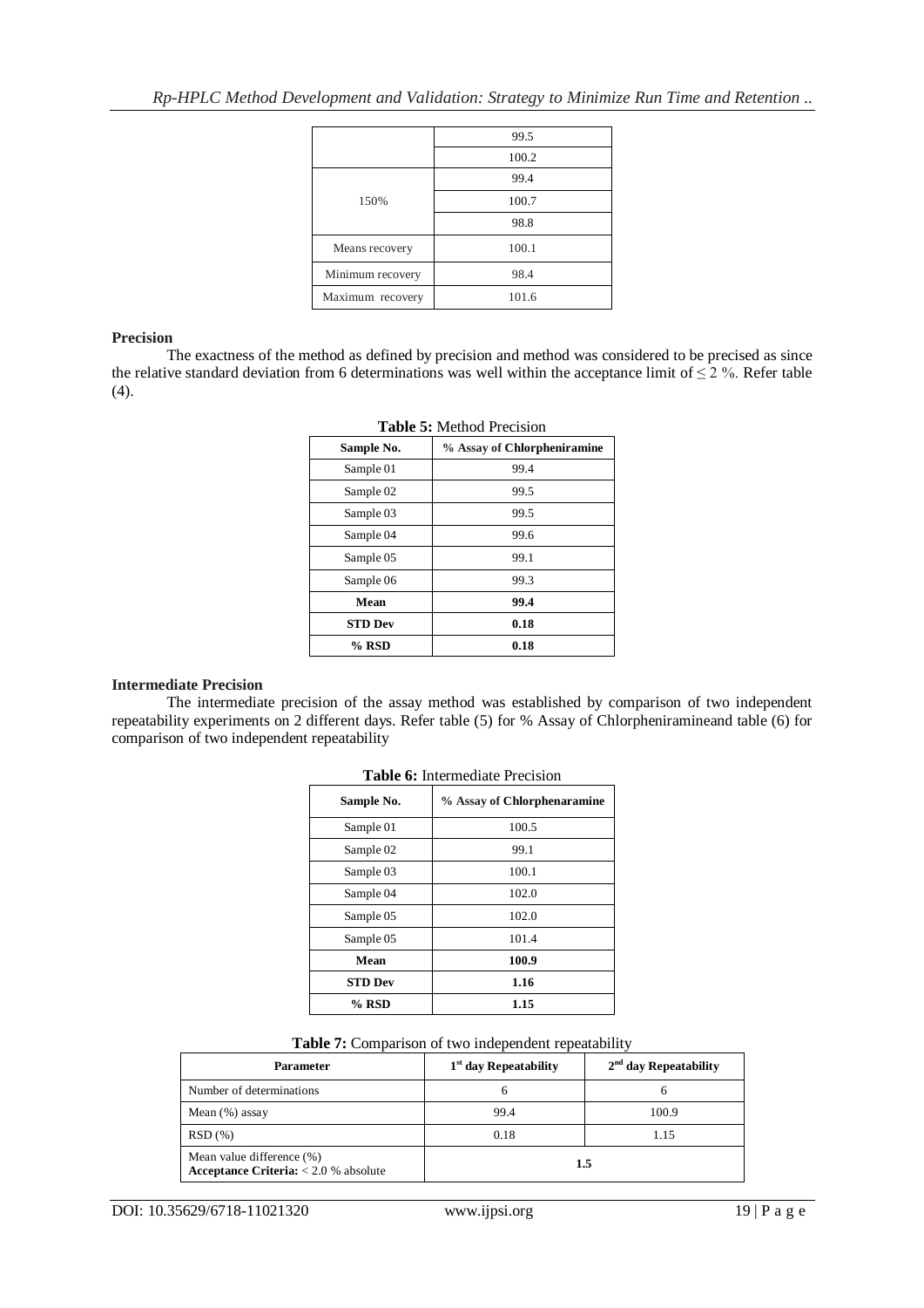| | |
|---|---|
| | 99.5 |
| | 100.2 |
| 150% | 99.4 |
| | 100.7 |
| | 98.8 |
| Means recovery | 100.1 |
| Minimum recovery | 98.4 |
| Maximum recovery | 101.6 |

**Precision**

The exactness of the method as defined by precision and method was considered to be precised as since the relative standard deviation from 6 determinations was well within the acceptance limit of ≤ 2 %. Refer table (4).

**Table 5:** Method Precision

| Sample No. | % Assay of Chlorpheniramine |
|---|---|
| Sample 01 | 99.4 |
| Sample 02 | 99.5 |
| Sample 03 | 99.5 |
| Sample 04 | 99.6 |
| Sample 05 | 99.1 |
| Sample 06 | 99.3 |
| **Mean** | **99.4** |
| **STD Dev** | **0.18** |
| **% RSD** | **0.18** |

**Intermediate Precision**

The intermediate precision of the assay method was established by comparison of two independent repeatability experiments on 2 different days. Refer table (5) for % Assay of Chlorpheniramineand table (6) for comparison of two independent repeatability

**Table 6:** Intermediate Precision

| Sample No. | % Assay of Chlorphenaramine |
|---|---|
| Sample 01 | 100.5 |
| Sample 02 | 99.1 |
| Sample 03 | 100.1 |
| Sample 04 | 102.0 |
| Sample 05 | 102.0 |
| Sample 05 | 101.4 |
| **Mean** | **100.9** |
| **STD Dev** | **1.16** |
| **% RSD** | **1.15** |

**Table 7:** Comparison of two independent repeatability

| Parameter | 1st day Repeatability | 2nd day Repeatability |
|---|---|---|
| Number of determinations | 6 | 6 |
| Mean (%) assay | 99.4 | 100.9 |
| RSD (%) | 0.18 | 1.15 |
| Mean value difference (%) **Acceptance Criteria:** < 2.0 % absolute | **1.5** | |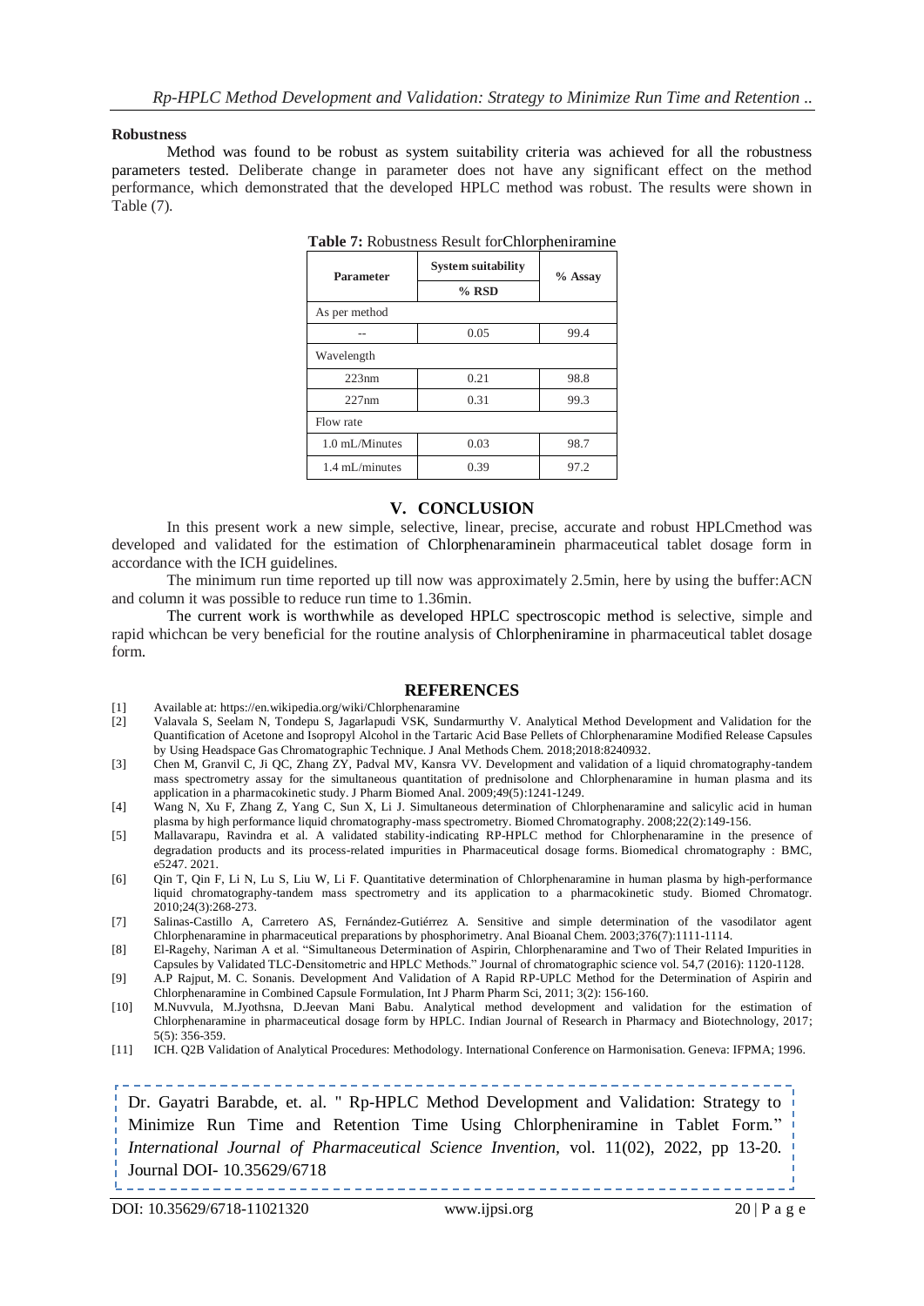### Robustness

Method was found to be robust as system suitability criteria was achieved for all the robustness parameters tested. Deliberate change in parameter does not have any significant effect on the method performance, which demonstrated that the developed HPLC method was robust. The results were shown in Table (7).

**Table 7:** Robustness Result forChlorpheniramine

| Parameter | System suitability | % Assay |
|---|---|---|
| | % RSD | |
| As per method | | |
| -- | 0.05 | 99.4 |
| Wavelength | | |
| 223nm | 0.21 | 98.8 |
| 227nm | 0.31 | 99.3 |
| Flow rate | | |
| 1.0 mL/Minutes | 0.03 | 98.7 |
| 1.4 mL/minutes | 0.39 | 97.2 |

## V. CONCLUSION

In this present work a new simple, selective, linear, precise, accurate and robust HPLCmethod was developed and validated for the estimation of Chlorphenaraminein pharmaceutical tablet dosage form in accordance with the ICH guidelines.

The minimum run time reported up till now was approximately 2.5min, here by using the buffer:ACN and column it was possible to reduce run time to 1.36min.

The current work is worthwhile as developed HPLC spectroscopic method is selective, simple and rapid whichcan be very beneficial for the routine analysis of Chlorpheniramine in pharmaceutical tablet dosage form.

## REFERENCES

[1] Available at: https://en.wikipedia.org/wiki/Chlorphenaramine

[2] Valavala S, Seelam N, Tondepu S, Jagarlapudi VSK, Sundarmurthy V. Analytical Method Development and Validation for the Quantification of Acetone and Isopropyl Alcohol in the Tartaric Acid Base Pellets of Chlorphenaramine Modified Release Capsules by Using Headspace Gas Chromatographic Technique. J Anal Methods Chem. 2018;2018:8240932.

[3] Chen M, Granvil C, Ji QC, Zhang ZY, Padval MV, Kansra VV. Development and validation of a liquid chromatography-tandem mass spectrometry assay for the simultaneous quantitation of prednisolone and Chlorphenaramine in human plasma and its application in a pharmacokinetic study. J Pharm Biomed Anal. 2009;49(5):1241-1249.

[4] Wang N, Xu F, Zhang Z, Yang C, Sun X, Li J. Simultaneous determination of Chlorphenaramine and salicylic acid in human plasma by high performance liquid chromatography-mass spectrometry. Biomed Chromatography. 2008;22(2):149-156.

[5] Mallavarapu, Ravindra et al. A validated stability-indicating RP-HPLC method for Chlorphenaramine in the presence of degradation products and its process-related impurities in Pharmaceutical dosage forms. Biomedical chromatography : BMC, e5247. 2021.

[6] Qin T, Qin F, Li N, Lu S, Liu W, Li F. Quantitative determination of Chlorphenaramine in human plasma by high-performance liquid chromatography-tandem mass spectrometry and its application to a pharmacokinetic study. Biomed Chromatogr. 2010;24(3):268-273.

[7] Salinas-Castillo A, Carretero AS, Fernández-Gutiérrez A. Sensitive and simple determination of the vasodilator agent Chlorphenaramine in pharmaceutical preparations by phosphorimetry. Anal Bioanal Chem. 2003;376(7):1111-1114.

[8] El-Ragehy, Nariman A et al. "Simultaneous Determination of Aspirin, Chlorphenaramine and Two of Their Related Impurities in Capsules by Validated TLC-Densitometric and HPLC Methods." Journal of chromatographic science vol. 54,7 (2016): 1120-1128.

[9] A.P Rajput, M. C. Sonanis. Development And Validation of A Rapid RP-UPLC Method for the Determination of Aspirin and Chlorphenaramine in Combined Capsule Formulation, Int J Pharm Pharm Sci, 2011; 3(2): 156-160.

[10] M.Nuvvula, M.Jyothsna, D.Jeevan Mani Babu. Analytical method development and validation for the estimation of Chlorphenaramine in pharmaceutical dosage form by HPLC. Indian Journal of Research in Pharmacy and Biotechnology, 2017; 5(5): 356-359.

[11] ICH. Q2B Validation of Analytical Procedures: Methodology. International Conference on Harmonisation. Geneva: IFPMA; 1996.

Dr. Gayatri Barabde, et. al. " Rp-HPLC Method Development and Validation: Strategy to Minimize Run Time and Retention Time Using Chlorpheniramine in Tablet Form." *International Journal of Pharmaceutical Science Invention,* vol. 11(02), 2022, pp 13-20. Journal DOI- 10.35629/6718